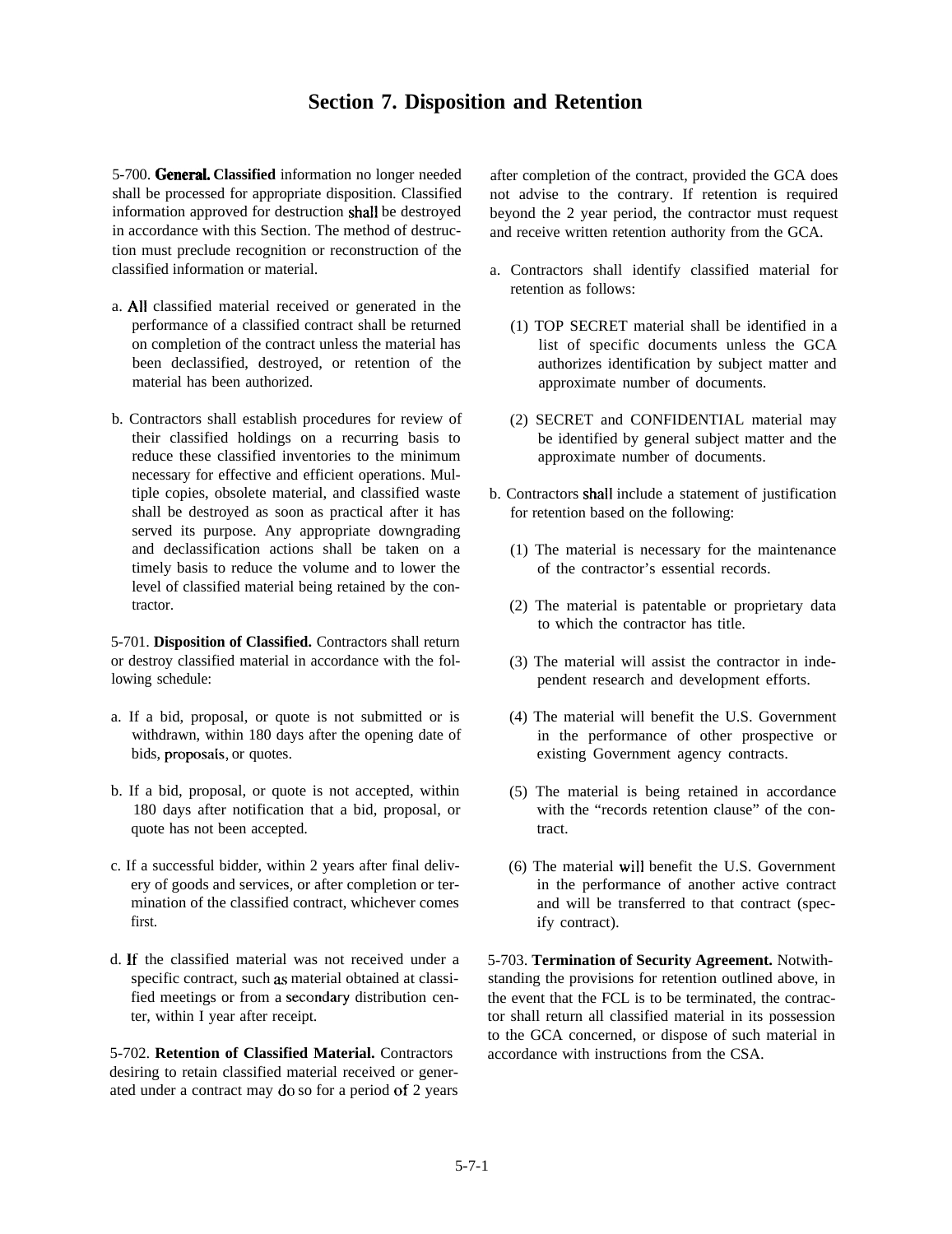# Section 7. Disposition and Retention

5-700. **General. Classified** information no longer needed shall be processed for appropriate disposition. Classified information approved for destruction shall be destroyed in accordance with this Section. The method of destruction must preclude recognition or reconstruction of the classified information or material.

a. All classified material received or generated in the performance of a classified contract shall be returned on completion of the contract unless the material has been declassified, destroyed, or retention of the material has been authorized.

b. Contractors shall establish procedures for review of their classified holdings on a recurring basis to reduce these classified inventories to the minimum necessary for effective and efficient operations. Multiple copies, obsolete material, and classified waste shall be destroyed as soon as practical after it has served its purpose. Any appropriate downgrading and declassification actions shall be taken on a timely basis to reduce the volume and to lower the level of classified material being retained by the contractor.

5-701. **Disposition of Classified.** Contractors shall return or destroy classified material in accordance with the following schedule:

a. If a bid, proposal, or quote is not submitted or is withdrawn, within 180 days after the opening date of bids, proposals, or quotes.

b. If a bid, proposal, or quote is not accepted, within 180 days after notification that a bid, proposal, or quote has not been accepted.

c. If a successful bidder, within 2 years after final delivery of goods and services, or after completion or termination of the classified contract, whichever comes first.

d. If the classified material was not received under a specific contract, such as material obtained at classified meetings or from a secondary distribution center, within I year after receipt.

5-702. **Retention of Classified Material.** Contractors desiring to retain classified material received or generated under a contract may do so for a period of 2 years after completion of the contract, provided the GCA does not advise to the contrary. If retention is required beyond the 2 year period, the contractor must request and receive written retention authority from the GCA.

a. Contractors shall identify classified material for retention as follows:

(1) TOP SECRET material shall be identified in a list of specific documents unless the GCA authorizes identification by subject matter and approximate number of documents.

(2) SECRET and CONFIDENTIAL material may be identified by general subject matter and the approximate number of documents.

b. Contractors shall include a statement of justification for retention based on the following:

(1) The material is necessary for the maintenance of the contractor's essential records.

(2) The material is patentable or proprietary data to which the contractor has title.

(3) The material will assist the contractor in independent research and development efforts.

(4) The material will benefit the U.S. Government in the performance of other prospective or existing Government agency contracts.

(5) The material is being retained in accordance with the "records retention clause" of the contract.

(6) The material will benefit the U.S. Government in the performance of another active contract and will be transferred to that contract (specify contract).

5-703. **Termination of Security Agreement.** Notwithstanding the provisions for retention outlined above, in the event that the FCL is to be terminated, the contractor shall return all classified material in its possession to the GCA concerned, or dispose of such material in accordance with instructions from the CSA.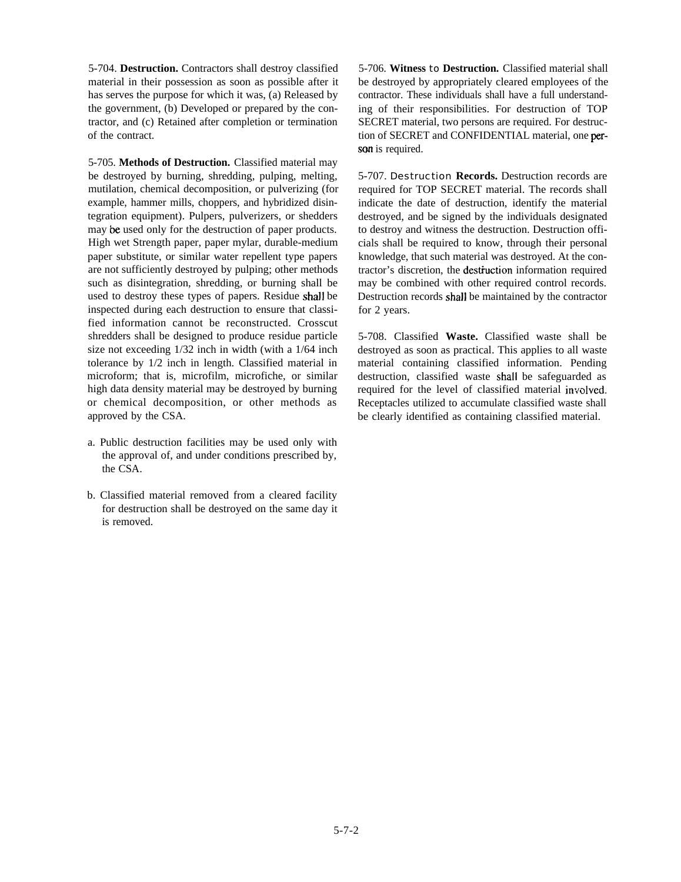5-704. **Destruction.** Contractors shall destroy classified material in their possession as soon as possible after it has serves the purpose for which it was, (a) Released by the government, (b) Developed or prepared by the contractor, and (c) Retained after completion or termination of the contract.

5-705. **Methods of Destruction.** Classified material may be destroyed by burning, shredding, pulping, melting, mutilation, chemical decomposition, or pulverizing (for example, hammer mills, choppers, and hybridized disintegration equipment). Pulpers, pulverizers, or shedders may be used only for the destruction of paper products. High wet Strength paper, paper mylar, durable-medium paper substitute, or similar water repellent type papers are not sufficiently destroyed by pulping; other methods such as disintegration, shredding, or burning shall be used to destroy these types of papers. Residue shall be inspected during each destruction to ensure that classified information cannot be reconstructed. Crosscut shredders shall be designed to produce residue particle size not exceeding 1/32 inch in width (with a 1/64 inch tolerance by 1/2 inch in length. Classified material in microform; that is, microfilm, microfiche, or similar high data density material may be destroyed by burning or chemical decomposition, or other methods as approved by the CSA.

a. Public destruction facilities may be used only with the approval of, and under conditions prescribed by, the CSA.

b. Classified material removed from a cleared facility for destruction shall be destroyed on the same day it is removed.

5-706. **Witness** to **Destruction.** Classified material shall be destroyed by appropriately cleared employees of the contractor. These individuals shall have a full understanding of their responsibilities. For destruction of TOP SECRET material, two persons are required. For destruction of SECRET and CONFIDENTIAL material, one person is required.

5-707. Destruction **Records.** Destruction records are required for TOP SECRET material. The records shall indicate the date of destruction, identify the material destroyed, and be signed by the individuals designated to destroy and witness the destruction. Destruction officials shall be required to know, through their personal knowledge, that such material was destroyed. At the contractor's discretion, the destruction information required may be combined with other required control records. Destruction records shall be maintained by the contractor for 2 years.

5-708. Classified **Waste.** Classified waste shall be destroyed as soon as practical. This applies to all waste material containing classified information. Pending destruction, classified waste shall be safeguarded as required for the level of classified material involved. Receptacles utilized to accumulate classified waste shall be clearly identified as containing classified material.